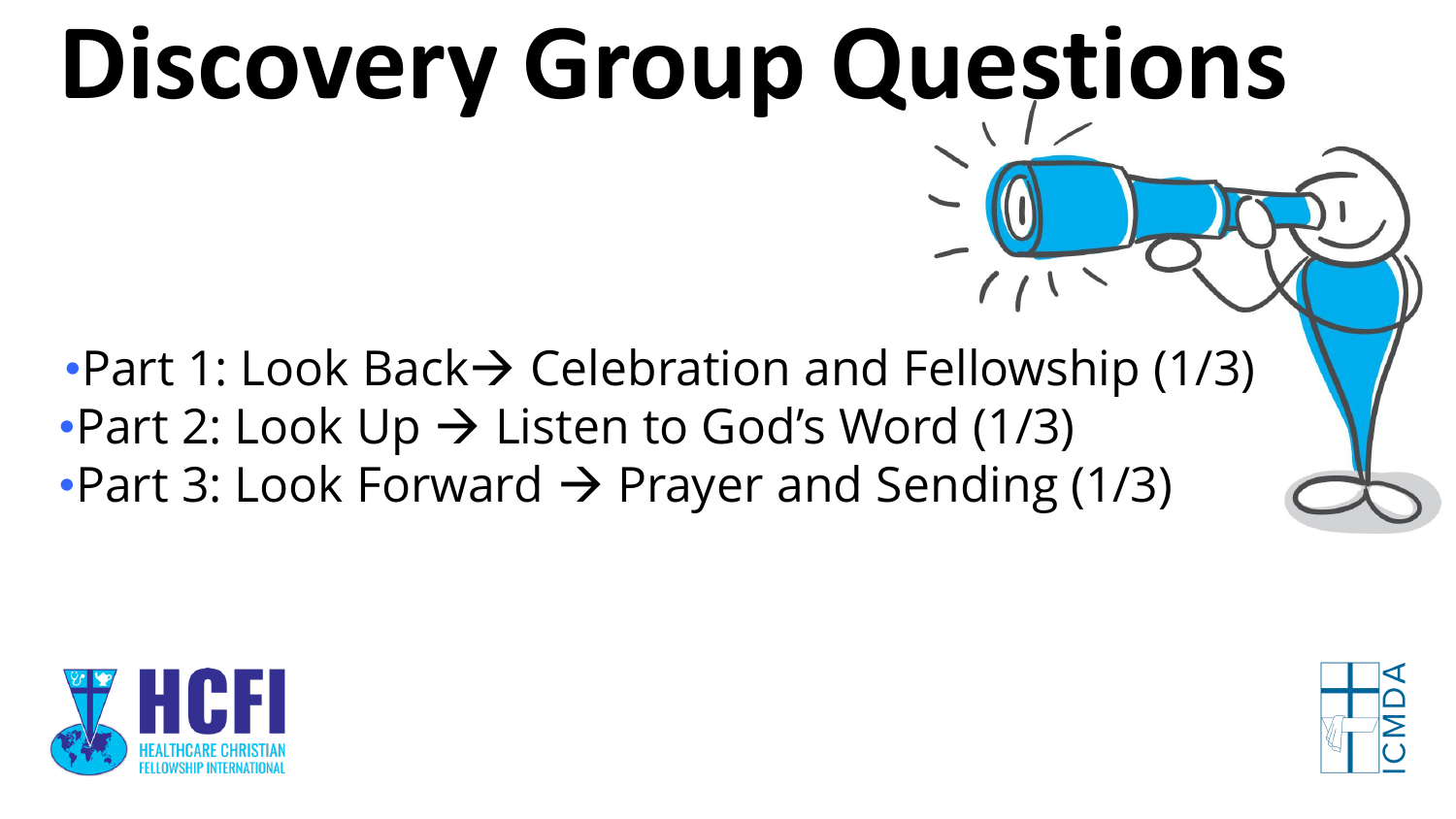# Discovery Group Questions

- Part 1: Look Back→ Celebration and Fellowship (1/3)
- Part 2: Look Up → Listen to God's Word (1/3)
- Part 3: Look Forward → Prayer and Sending (1/3)

HCFI
HEALTHCARE CHRISTIAN FELLOWSHIP INTERNATIONAL

ICMDA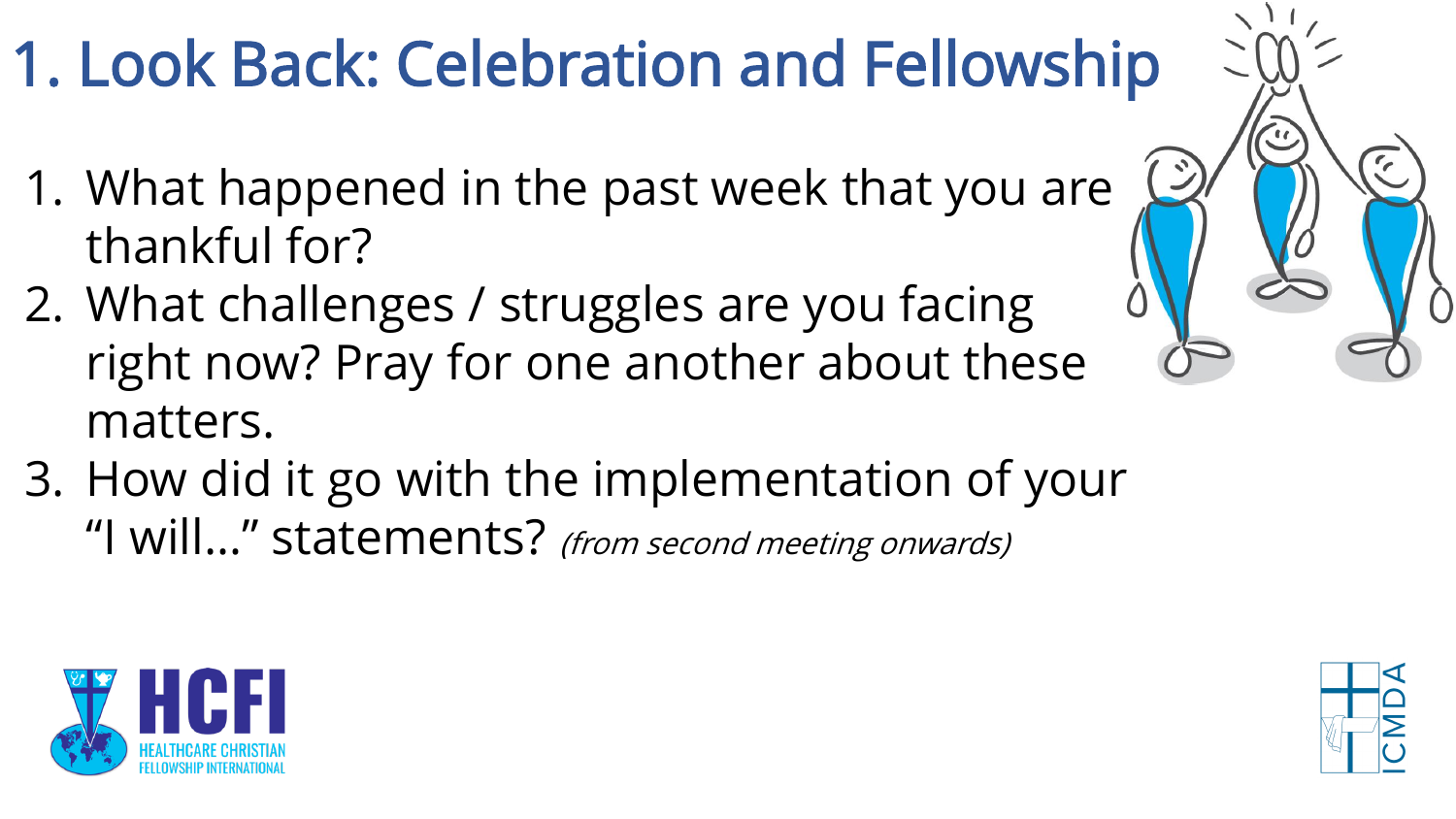# 1. Look Back: Celebration and Fellowship

1. What happened in the past week that you are thankful for?
2. What challenges / struggles are you facing right now? Pray for one another about these matters.
3. How did it go with the implementation of your "I will…" statements? *(from second meeting onwards)*

HCFI
HEALTHCARE CHRISTIAN FELLOWSHIP INTERNATIONAL

ICMDA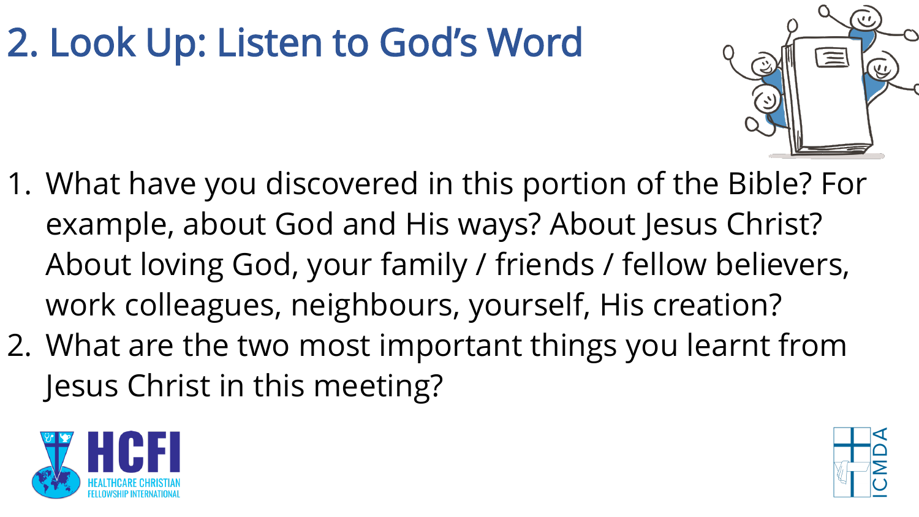# 2. Look Up: Listen to God's Word

1. What have you discovered in this portion of the Bible? For example, about God and His ways? About Jesus Christ? About loving God, your family / friends / fellow believers, work colleagues, neighbours, yourself, His creation?
2. What are the two most important things you learnt from Jesus Christ in this meeting?

HCFI HEALTHCARE CHRISTIAN FELLOWSHIP INTERNATIONAL

ICMDA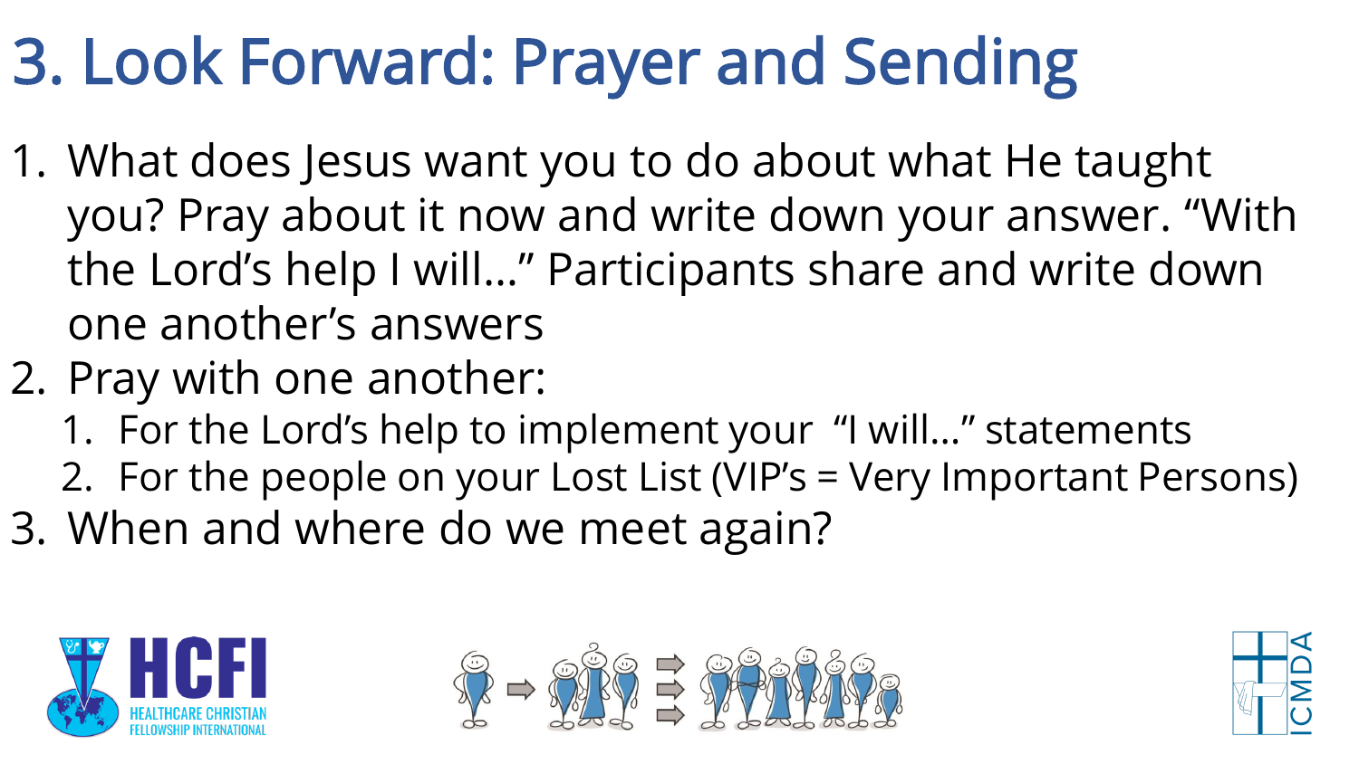# 3. Look Forward: Prayer and Sending

1. What does Jesus want you to do about what He taught you? Pray about it now and write down your answer. "With the Lord's help I will…" Participants share and write down one another's answers
2. Pray with one another:
   1. For the Lord's help to implement your "I will…" statements
   2. For the people on your Lost List (VIP's = Very Important Persons)
3. When and where do we meet again?

HCFI
HEALTHCARE CHRISTIAN FELLOWSHIP INTERNATIONAL

ICMDA